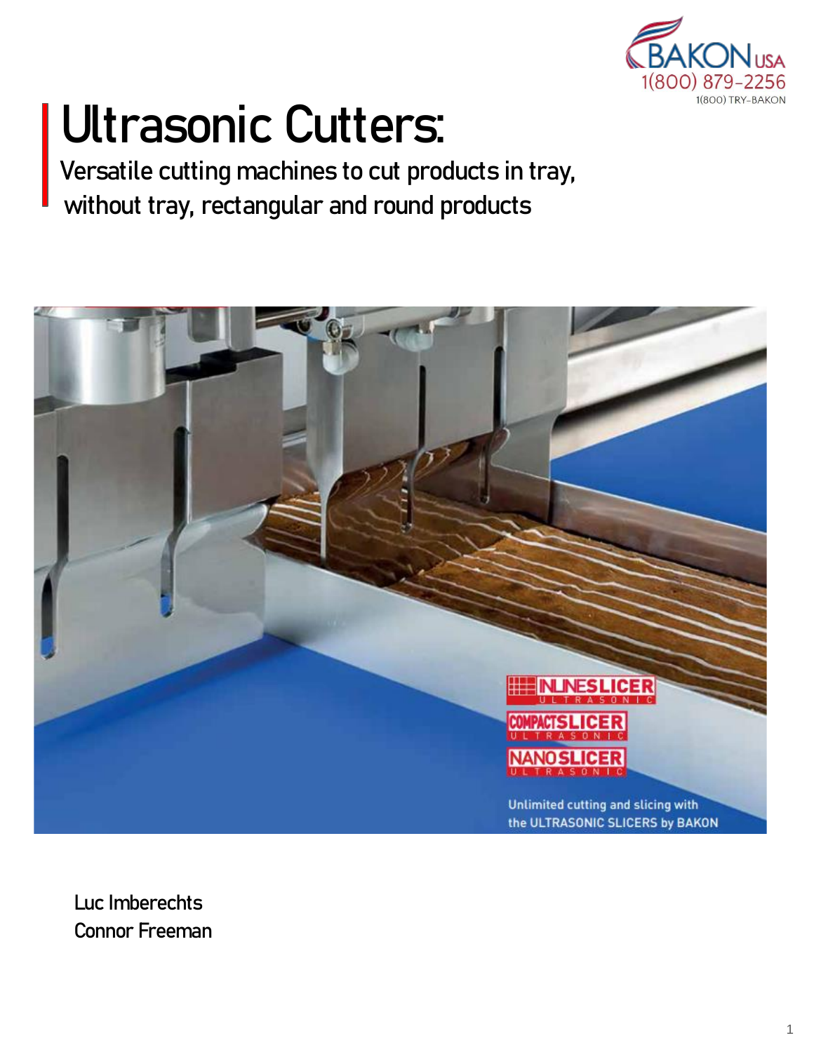# Ultrasonic Cutters:

Versatile cutting machines to cut products in tray, without tray, rectangular and round products

Luc Imberechts
Connor Freeman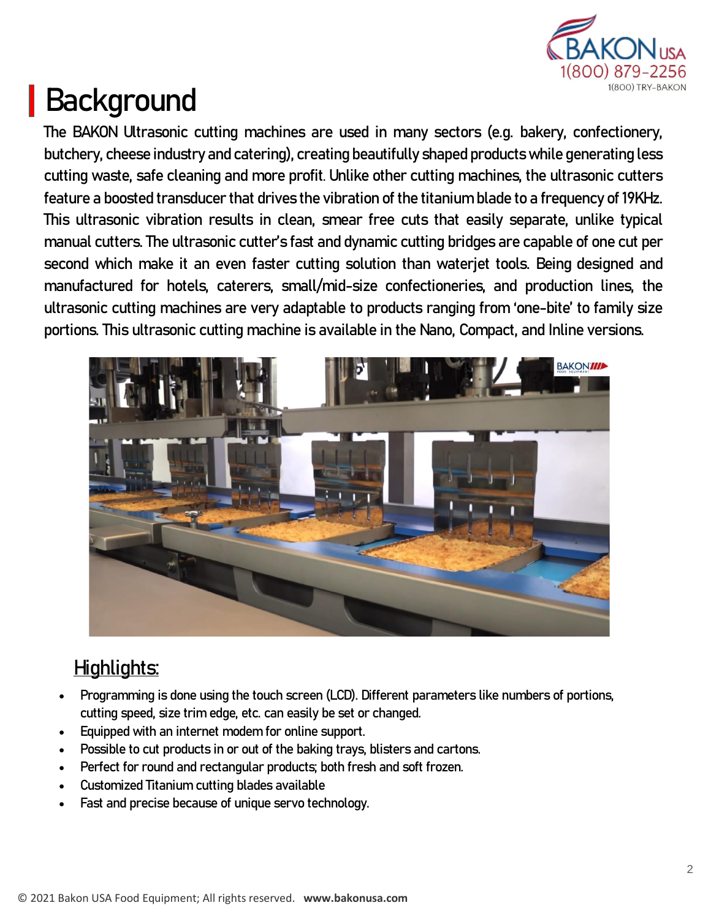# Background

The BAKON Ultrasonic cutting machines are used in many sectors (e.g. bakery, confectionery, butchery, cheese industry and catering), creating beautifully shaped products while generating less cutting waste, safe cleaning and more profit. Unlike other cutting machines, the ultrasonic cutters feature a boosted transducer that drives the vibration of the titanium blade to a frequency of 19KHz. This ultrasonic vibration results in clean, smear free cuts that easily separate, unlike typical manual cutters. The ultrasonic cutter's fast and dynamic cutting bridges are capable of one cut per second which make it an even faster cutting solution than waterjet tools. Being designed and manufactured for hotels, caterers, small/mid-size confectioneries, and production lines, the ultrasonic cutting machines are very adaptable to products ranging from 'one-bite' to family size portions. This ultrasonic cutting machine is available in the Nano, Compact, and Inline versions.

## Highlights:

- Programming is done using the touch screen (LCD). Different parameters like numbers of portions, cutting speed, size trim edge, etc. can easily be set or changed.
- Equipped with an internet modem for online support.
- Possible to cut products in or out of the baking trays, blisters and cartons.
- Perfect for round and rectangular products; both fresh and soft frozen.
- Customized Titanium cutting blades available
- Fast and precise because of unique servo technology.

© 2021 Bakon USA Food Equipment; All rights reserved. **www.bakonusa.com**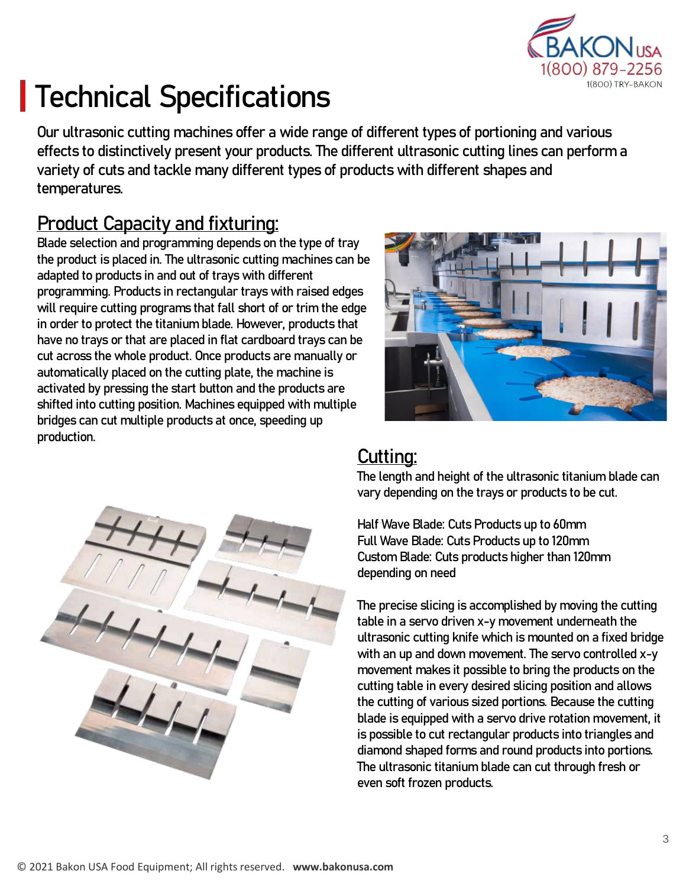# Technical Specifications

Our ultrasonic cutting machines offer a wide range of different types of portioning and various effects to distinctively present your products. The different ultrasonic cutting lines can perform a variety of cuts and tackle many different types of products with different shapes and temperatures.

## Product Capacity and fixturing:

Blade selection and programming depends on the type of tray the product is placed in. The ultrasonic cutting machines can be adapted to products in and out of trays with different programming. Products in rectangular trays with raised edges will require cutting programs that fall short of or trim the edge in order to protect the titanium blade. However, products that have no trays or that are placed in flat cardboard trays can be cut across the whole product. Once products are manually or automatically placed on the cutting plate, the machine is activated by pressing the start button and the products are shifted into cutting position. Machines equipped with multiple bridges can cut multiple products at once, speeding up production.

## Cutting:

The length and height of the ultrasonic titanium blade can vary depending on the trays or products to be cut.

Half Wave Blade: Cuts Products up to 60mm
Full Wave Blade: Cuts Products up to 120mm
Custom Blade: Cuts products higher than 120mm depending on need

The precise slicing is accomplished by moving the cutting table in a servo driven x-y movement underneath the ultrasonic cutting knife which is mounted on a fixed bridge with an up and down movement. The servo controlled x-y movement makes it possible to bring the products on the cutting table in every desired slicing position and allows the cutting of various sized portions. Because the cutting blade is equipped with a servo drive rotation movement, it is possible to cut rectangular products into triangles and diamond shaped forms and round products into portions. The ultrasonic titanium blade can cut through fresh or even soft frozen products.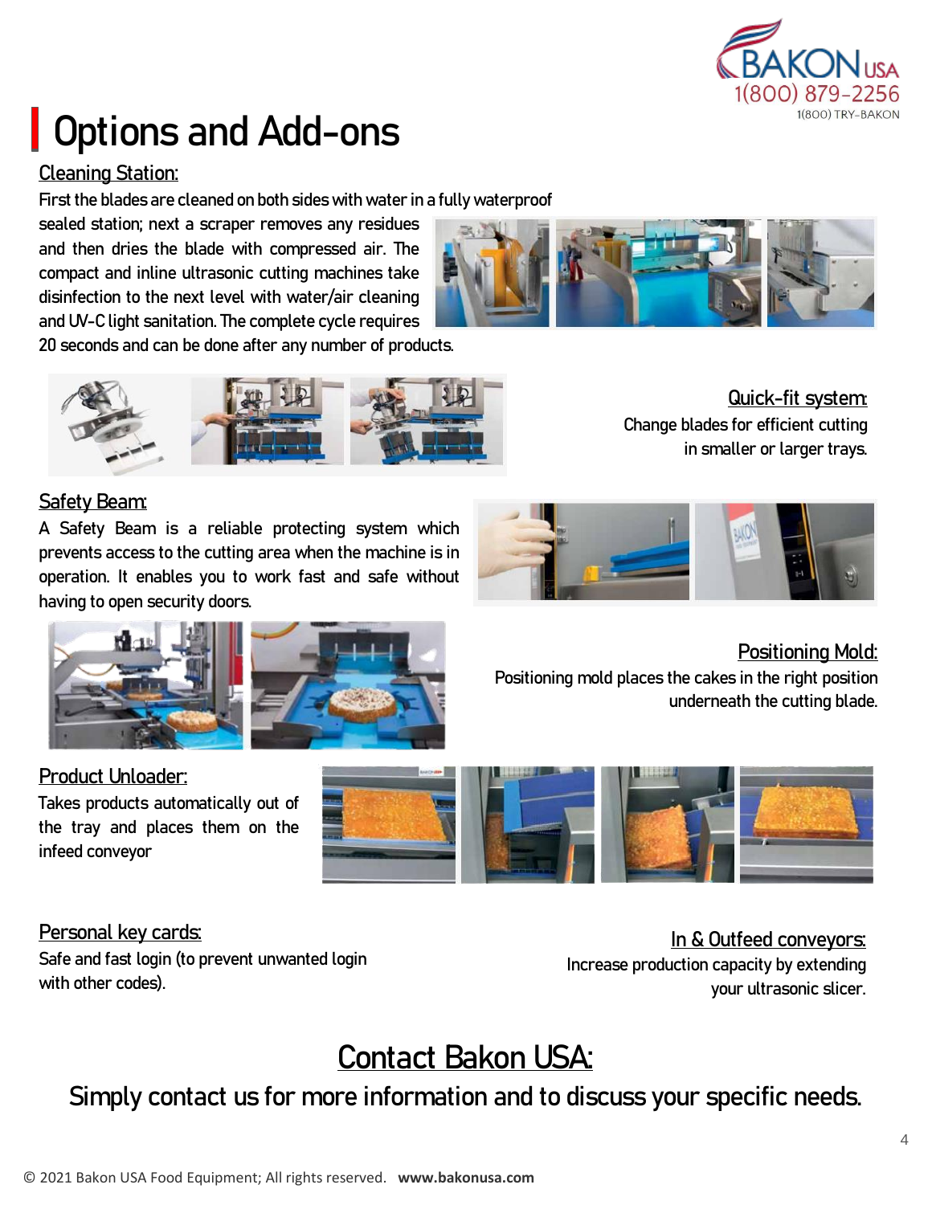# Options and Add-ons

## Cleaning Station:

First the blades are cleaned on both sides with water in a fully waterproof sealed station; next a scraper removes any residues and then dries the blade with compressed air. The compact and inline ultrasonic cutting machines take disinfection to the next level with water/air cleaning and UV-C light sanitation. The complete cycle requires 20 seconds and can be done after any number of products.

## Quick-fit system:

Change blades for efficient cutting in smaller or larger trays.

## Safety Beam:

A Safety Beam is a reliable protecting system which prevents access to the cutting area when the machine is in operation. It enables you to work fast and safe without having to open security doors.

## Positioning Mold:

Positioning mold places the cakes in the right position underneath the cutting blade.

## Product Unloader:

Takes products automatically out of the tray and places them on the infeed conveyor

## Personal key cards:

Safe and fast login (to prevent unwanted login with other codes).

## In & Outfeed conveyors:

Increase production capacity by extending your ultrasonic slicer.

# Contact Bakon USA:

## Simply contact us for more information and to discuss your specific needs.

© 2021 Bakon USA Food Equipment; All rights reserved. **www.bakonusa.com**